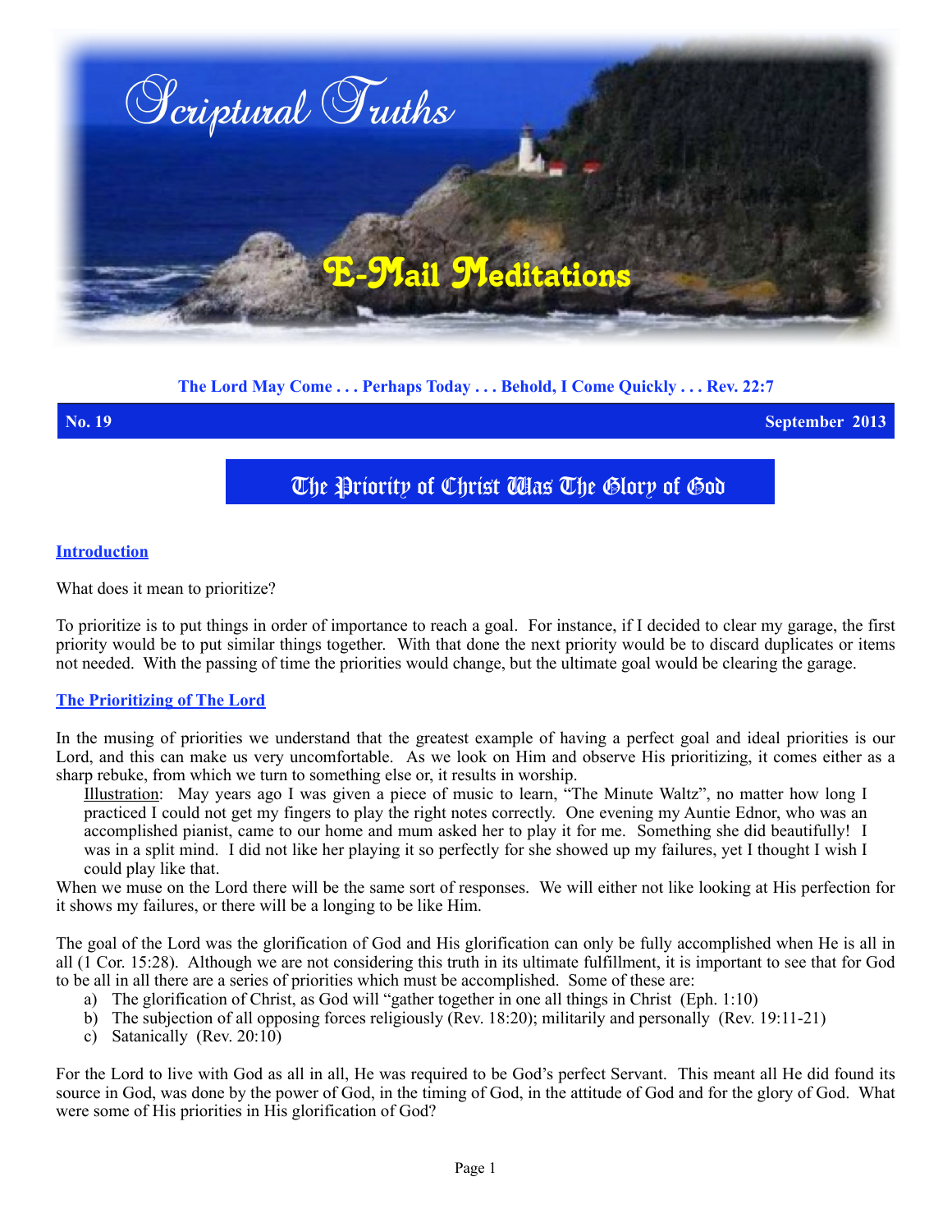# Scriptural Truths

## E-Mail Meditations

**The Lord May Come . . . Perhaps Today . . . Behold, I Come Quickly . . . Rev. 22:7**

**No. 19** **September 2013**

## The Priority of Christ Was The Glory of God

### Introduction

What does it mean to prioritize?

To prioritize is to put things in order of importance to reach a goal. For instance, if I decided to clear my garage, the first priority would be to put similar things together. With that done the next priority would be to discard duplicates or items not needed. With the passing of time the priorities would change, but the ultimate goal would be clearing the garage.

### The Prioritizing of The Lord

In the musing of priorities we understand that the greatest example of having a perfect goal and ideal priorities is our Lord, and this can make us very uncomfortable. As we look on Him and observe His prioritizing, it comes either as a sharp rebuke, from which we turn to something else or, it results in worship.

> Illustration: May years ago I was given a piece of music to learn, "The Minute Waltz", no matter how long I practiced I could not get my fingers to play the right notes correctly. One evening my Auntie Ednor, who was an accomplished pianist, came to our home and mum asked her to play it for me. Something she did beautifully! I was in a split mind. I did not like her playing it so perfectly for she showed up my failures, yet I thought I wish I could play like that.

When we muse on the Lord there will be the same sort of responses. We will either not like looking at His perfection for it shows my failures, or there will be a longing to be like Him.

The goal of the Lord was the glorification of God and His glorification can only be fully accomplished when He is all in all (1 Cor. 15:28). Although we are not considering this truth in its ultimate fulfillment, it is important to see that for God to be all in all there are a series of priorities which must be accomplished. Some of these are:

a) The glorification of Christ, as God will "gather together in one all things in Christ (Eph. 1:10)
b) The subjection of all opposing forces religiously (Rev. 18:20); militarily and personally (Rev. 19:11-21)
c) Satanically (Rev. 20:10)

For the Lord to live with God as all in all, He was required to be God's perfect Servant. This meant all He did found its source in God, was done by the power of God, in the timing of God, in the attitude of God and for the glory of God. What were some of His priorities in His glorification of God?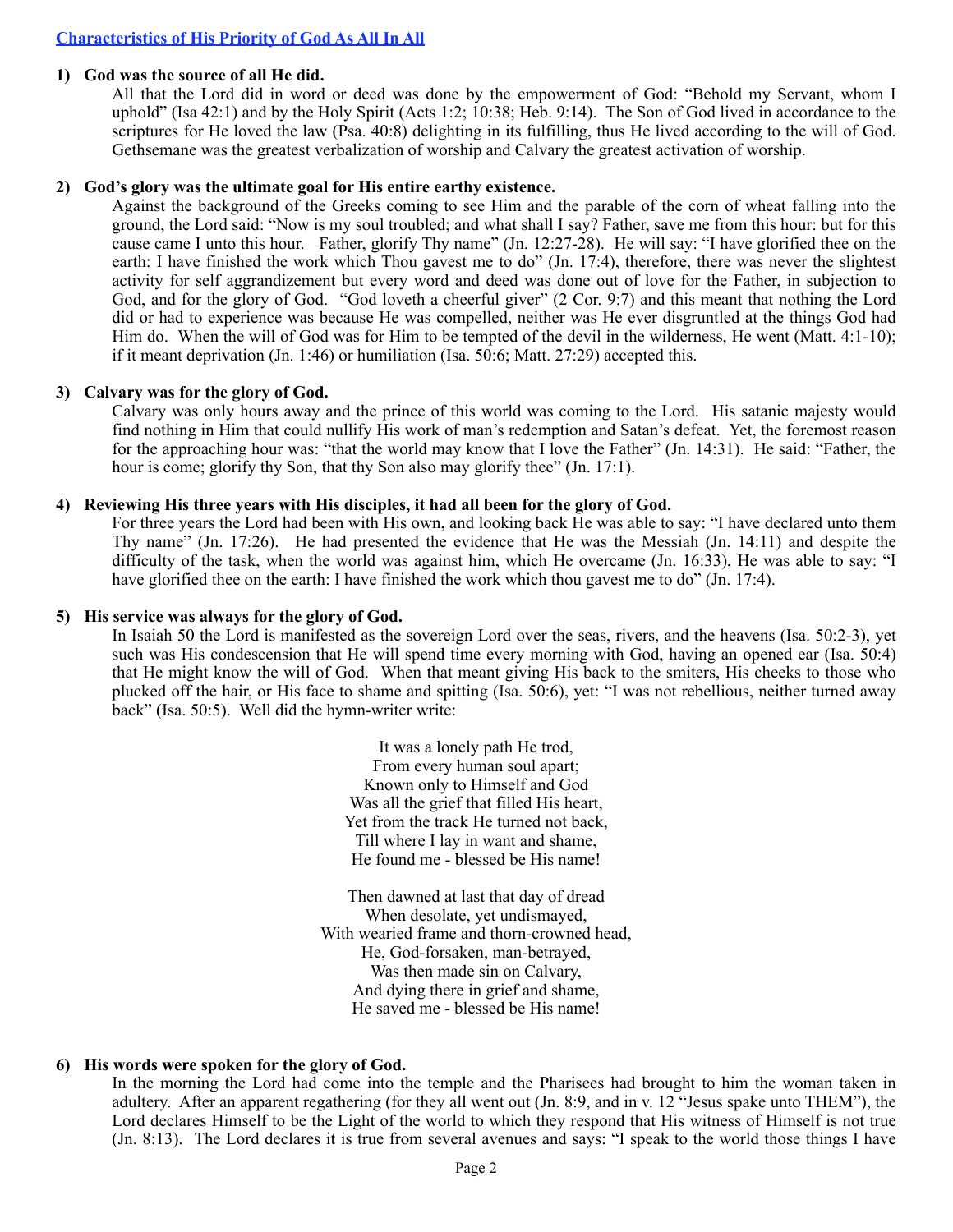## Characteristics of His Priority of God As All In All

**1) God was the source of all He did.**

All that the Lord did in word or deed was done by the empowerment of God: "Behold my Servant, whom I uphold" (Isa 42:1) and by the Holy Spirit (Acts 1:2; 10:38; Heb. 9:14). The Son of God lived in accordance to the scriptures for He loved the law (Psa. 40:8) delighting in its fulfilling, thus He lived according to the will of God. Gethsemane was the greatest verbalization of worship and Calvary the greatest activation of worship.

**2) God's glory was the ultimate goal for His entire earthy existence.**

Against the background of the Greeks coming to see Him and the parable of the corn of wheat falling into the ground, the Lord said: "Now is my soul troubled; and what shall I say? Father, save me from this hour: but for this cause came I unto this hour. Father, glorify Thy name" (Jn. 12:27-28). He will say: "I have glorified thee on the earth: I have finished the work which Thou gavest me to do" (Jn. 17:4), therefore, there was never the slightest activity for self aggrandizement but every word and deed was done out of love for the Father, in subjection to God, and for the glory of God. "God loveth a cheerful giver" (2 Cor. 9:7) and this meant that nothing the Lord did or had to experience was because He was compelled, neither was He ever disgruntled at the things God had Him do. When the will of God was for Him to be tempted of the devil in the wilderness, He went (Matt. 4:1-10); if it meant deprivation (Jn. 1:46) or humiliation (Isa. 50:6; Matt. 27:29) accepted this.

**3) Calvary was for the glory of God.**

Calvary was only hours away and the prince of this world was coming to the Lord. His satanic majesty would find nothing in Him that could nullify His work of man's redemption and Satan's defeat. Yet, the foremost reason for the approaching hour was: "that the world may know that I love the Father" (Jn. 14:31). He said: "Father, the hour is come; glorify thy Son, that thy Son also may glorify thee" (Jn. 17:1).

**4) Reviewing His three years with His disciples, it had all been for the glory of God.**

For three years the Lord had been with His own, and looking back He was able to say: "I have declared unto them Thy name" (Jn. 17:26). He had presented the evidence that He was the Messiah (Jn. 14:11) and despite the difficulty of the task, when the world was against him, which He overcame (Jn. 16:33), He was able to say: "I have glorified thee on the earth: I have finished the work which thou gavest me to do" (Jn. 17:4).

**5) His service was always for the glory of God.**

In Isaiah 50 the Lord is manifested as the sovereign Lord over the seas, rivers, and the heavens (Isa. 50:2-3), yet such was His condescension that He will spend time every morning with God, having an opened ear (Isa. 50:4) that He might know the will of God. When that meant giving His back to the smiters, His cheeks to those who plucked off the hair, or His face to shame and spitting (Isa. 50:6), yet: "I was not rebellious, neither turned away back" (Isa. 50:5). Well did the hymn-writer write:

It was a lonely path He trod,  
From every human soul apart;  
Known only to Himself and God  
Was all the grief that filled His heart,  
Yet from the track He turned not back,  
Till where I lay in want and shame,  
He found me - blessed be His name!

Then dawned at last that day of dread  
When desolate, yet undismayed,  
With wearied frame and thorn-crowned head,  
He, God-forsaken, man-betrayed,  
Was then made sin on Calvary,  
And dying there in grief and shame,  
He saved me - blessed be His name!

**6) His words were spoken for the glory of God.**

In the morning the Lord had come into the temple and the Pharisees had brought to him the woman taken in adultery. After an apparent regathering (for they all went out (Jn. 8:9, and in v. 12 "Jesus spake unto THEM"), the Lord declares Himself to be the Light of the world to which they respond that His witness of Himself is not true (Jn. 8:13). The Lord declares it is true from several avenues and says: "I speak to the world those things I have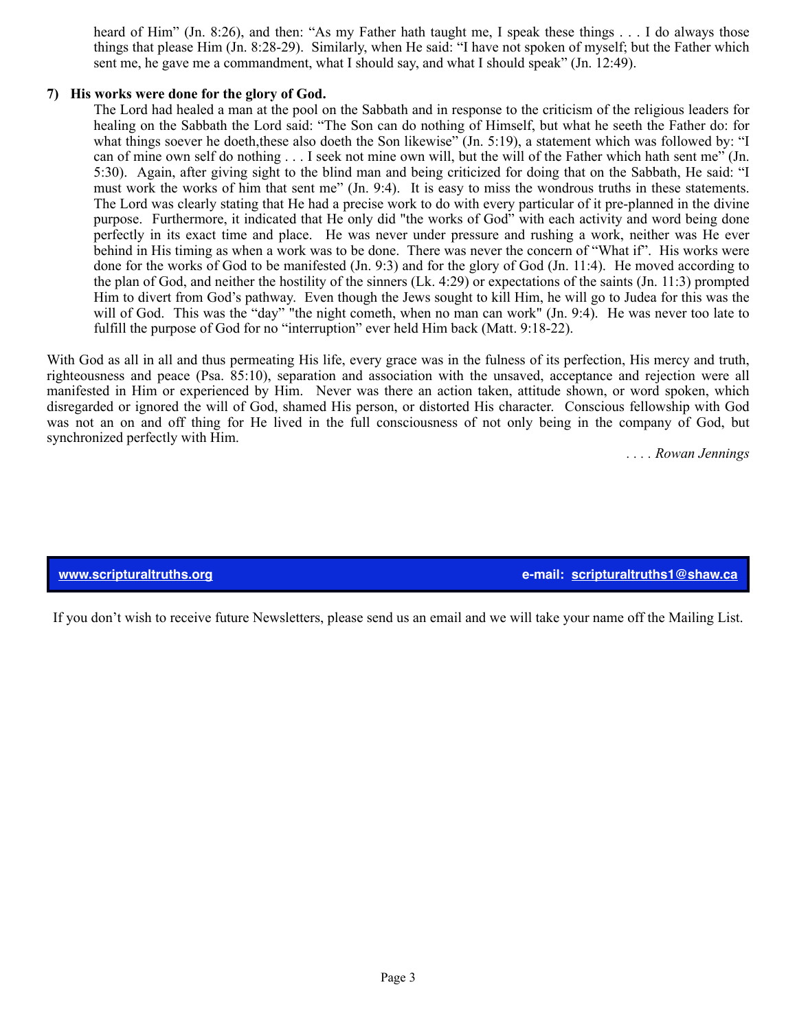heard of Him" (Jn. 8:26), and then: "As my Father hath taught me, I speak these things . . . I do always those things that please Him (Jn. 8:28-29). Similarly, when He said: "I have not spoken of myself; but the Father which sent me, he gave me a commandment, what I should say, and what I should speak" (Jn. 12:49).

**7) His works were done for the glory of God.**

The Lord had healed a man at the pool on the Sabbath and in response to the criticism of the religious leaders for healing on the Sabbath the Lord said: "The Son can do nothing of Himself, but what he seeth the Father do: for what things soever he doeth,these also doeth the Son likewise" (Jn. 5:19), a statement which was followed by: "I can of mine own self do nothing . . . I seek not mine own will, but the will of the Father which hath sent me" (Jn. 5:30). Again, after giving sight to the blind man and being criticized for doing that on the Sabbath, He said: "I must work the works of him that sent me" (Jn. 9:4). It is easy to miss the wondrous truths in these statements. The Lord was clearly stating that He had a precise work to do with every particular of it pre-planned in the divine purpose. Furthermore, it indicated that He only did "the works of God" with each activity and word being done perfectly in its exact time and place. He was never under pressure and rushing a work, neither was He ever behind in His timing as when a work was to be done. There was never the concern of "What if". His works were done for the works of God to be manifested (Jn. 9:3) and for the glory of God (Jn. 11:4). He moved according to the plan of God, and neither the hostility of the sinners (Lk. 4:29) or expectations of the saints (Jn. 11:3) prompted Him to divert from God's pathway. Even though the Jews sought to kill Him, he will go to Judea for this was the will of God. This was the "day" "the night cometh, when no man can work" (Jn. 9:4). He was never too late to fulfill the purpose of God for no "interruption" ever held Him back (Matt. 9:18-22).

With God as all in all and thus permeating His life, every grace was in the fulness of its perfection, His mercy and truth, righteousness and peace (Psa. 85:10), separation and association with the unsaved, acceptance and rejection were all manifested in Him or experienced by Him. Never was there an action taken, attitude shown, or word spoken, which disregarded or ignored the will of God, shamed His person, or distorted His character. Conscious fellowship with God was not an on and off thing for He lived in the full consciousness of not only being in the company of God, but synchronized perfectly with Him.

. . . . *Rowan Jennings*

**www.scripturaltruths.org** **e-mail: scripturaltruths1@shaw.ca**

If you don't wish to receive future Newsletters, please send us an email and we will take your name off the Mailing List.